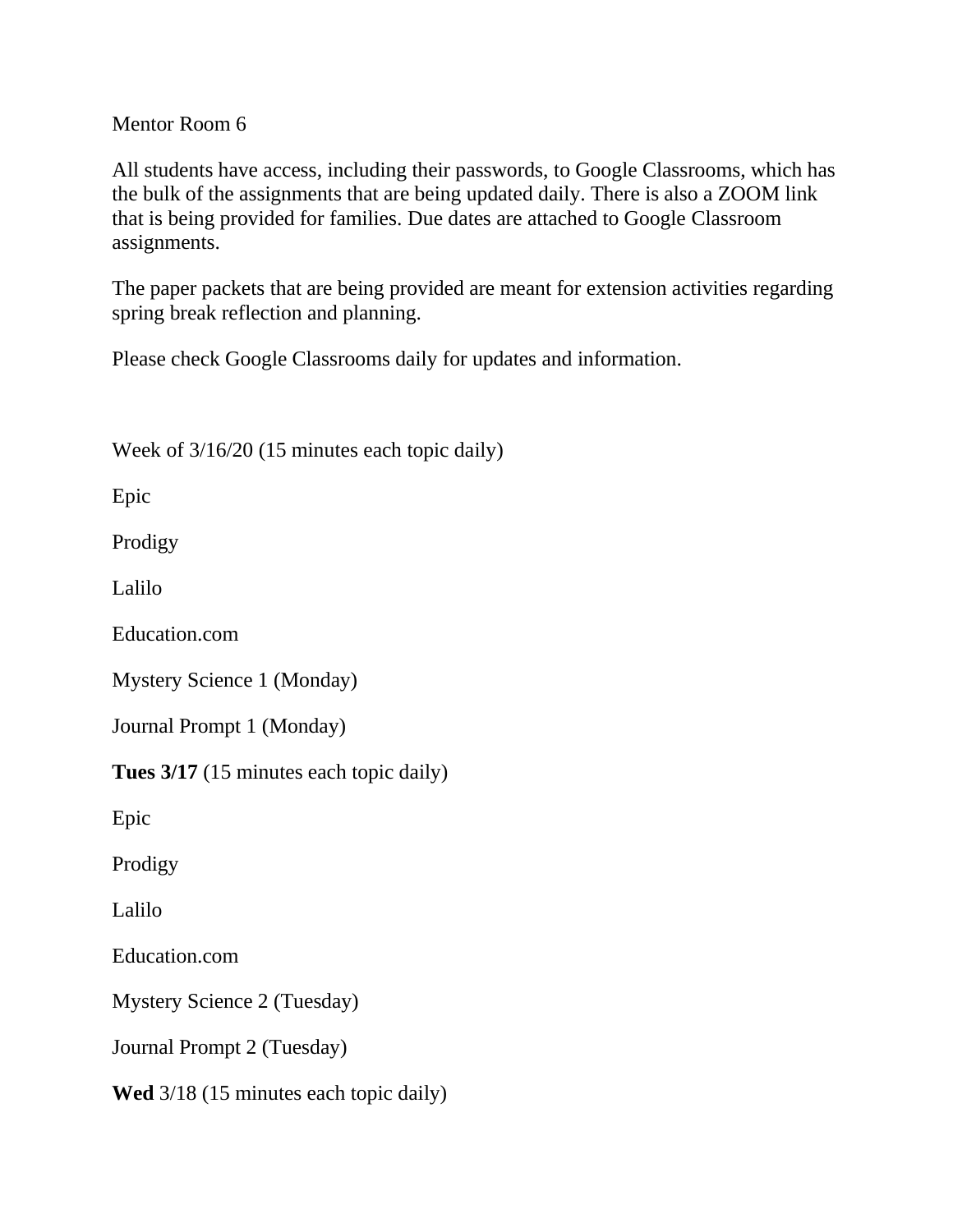Mentor Room 6

All students have access, including their passwords, to Google Classrooms, which has the bulk of the assignments that are being updated daily. There is also a ZOOM link that is being provided for families. Due dates are attached to Google Classroom assignments.

The paper packets that are being provided are meant for extension activities regarding spring break reflection and planning.

Please check Google Classrooms daily for updates and information.

Week of 3/16/20 (15 minutes each topic daily)

Epic

Prodigy

Lalilo

Education.com

Mystery Science 1 (Monday)

Journal Prompt 1 (Monday)

**Tues 3/17** (15 minutes each topic daily)

Epic

Prodigy

Lalilo

Education.com

Mystery Science 2 (Tuesday)

Journal Prompt 2 (Tuesday)

**Wed** 3/18 (15 minutes each topic daily)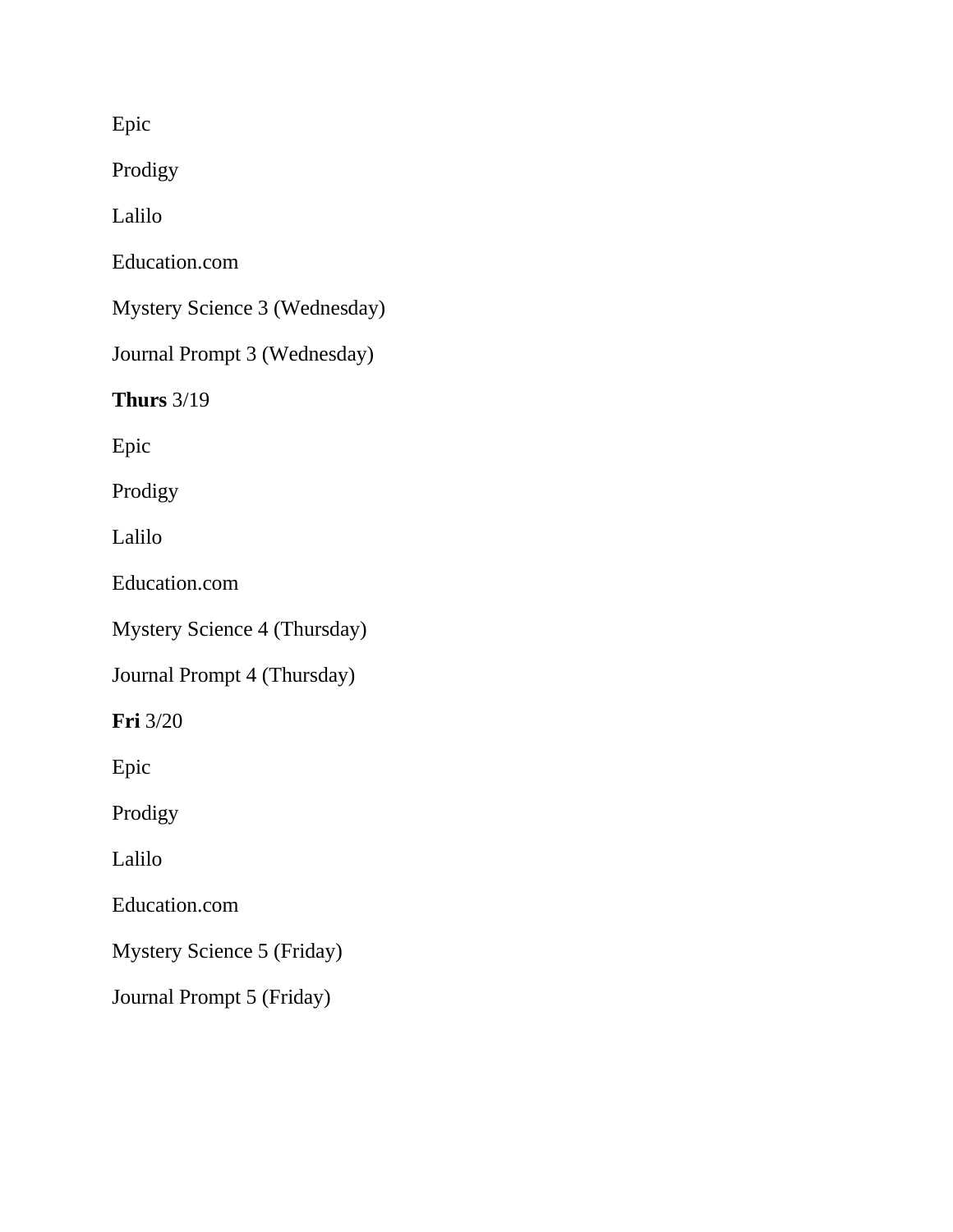Epic

Prodigy

Lalilo

Education.com

Mystery Science 3 (Wednesday)

Journal Prompt 3 (Wednesday)

**Thurs** 3/19

Epic

Prodigy

Lalilo

Education.com

Mystery Science 4 (Thursday)

Journal Prompt 4 (Thursday)

**Fri** 3/20

Epic

Prodigy

Lalilo

Education.com

Mystery Science 5 (Friday)

Journal Prompt 5 (Friday)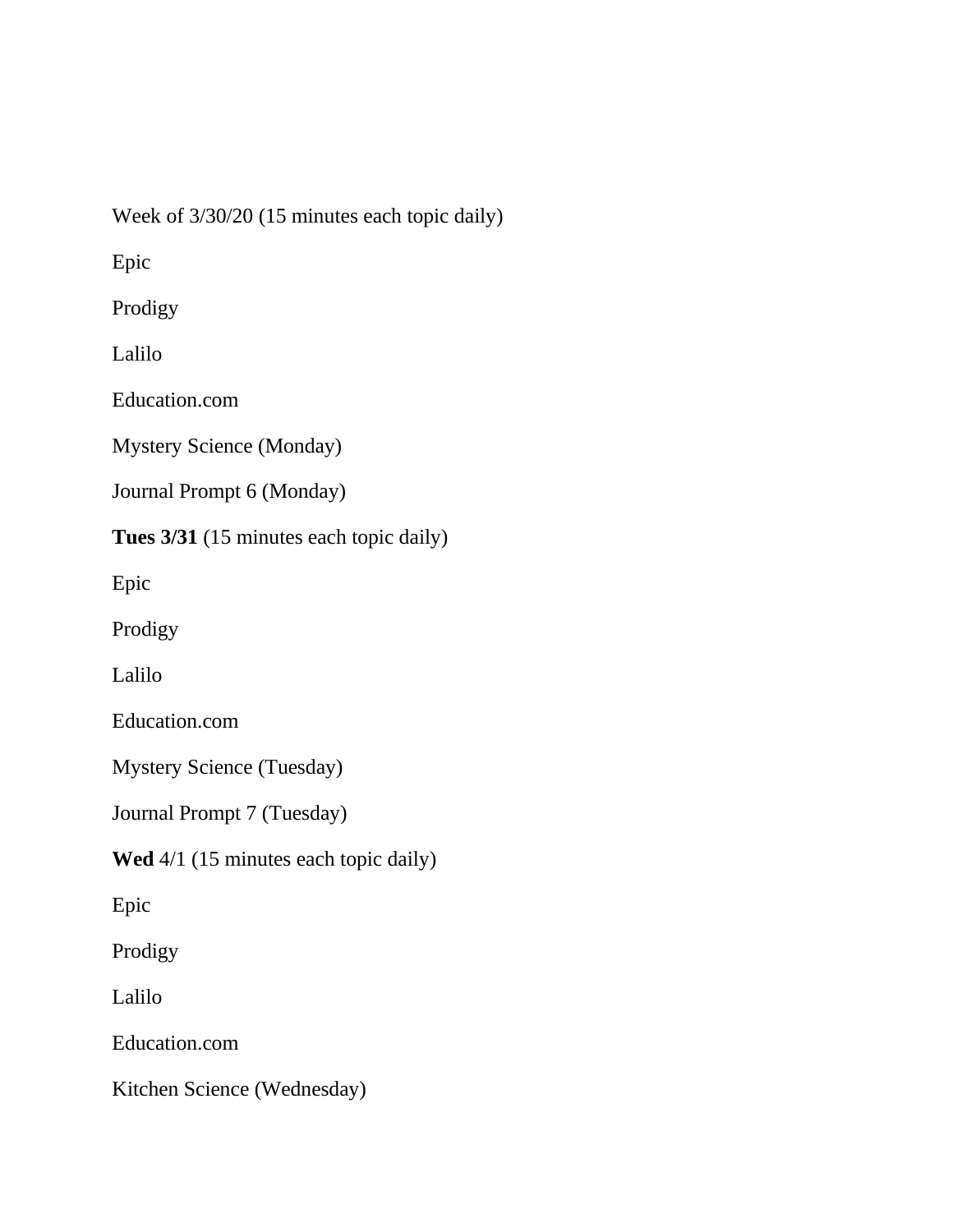Week of 3/30/20 (15 minutes each topic daily)

Epic

Prodigy

Lalilo

Education.com

Mystery Science (Monday)

Journal Prompt 6 (Monday)

**Tues 3/31** (15 minutes each topic daily)

Epic

Prodigy

Lalilo

Education.com

Mystery Science (Tuesday)

Journal Prompt 7 (Tuesday)

**Wed** 4/1 (15 minutes each topic daily)

Epic

Prodigy

Lalilo

Education.com

Kitchen Science (Wednesday)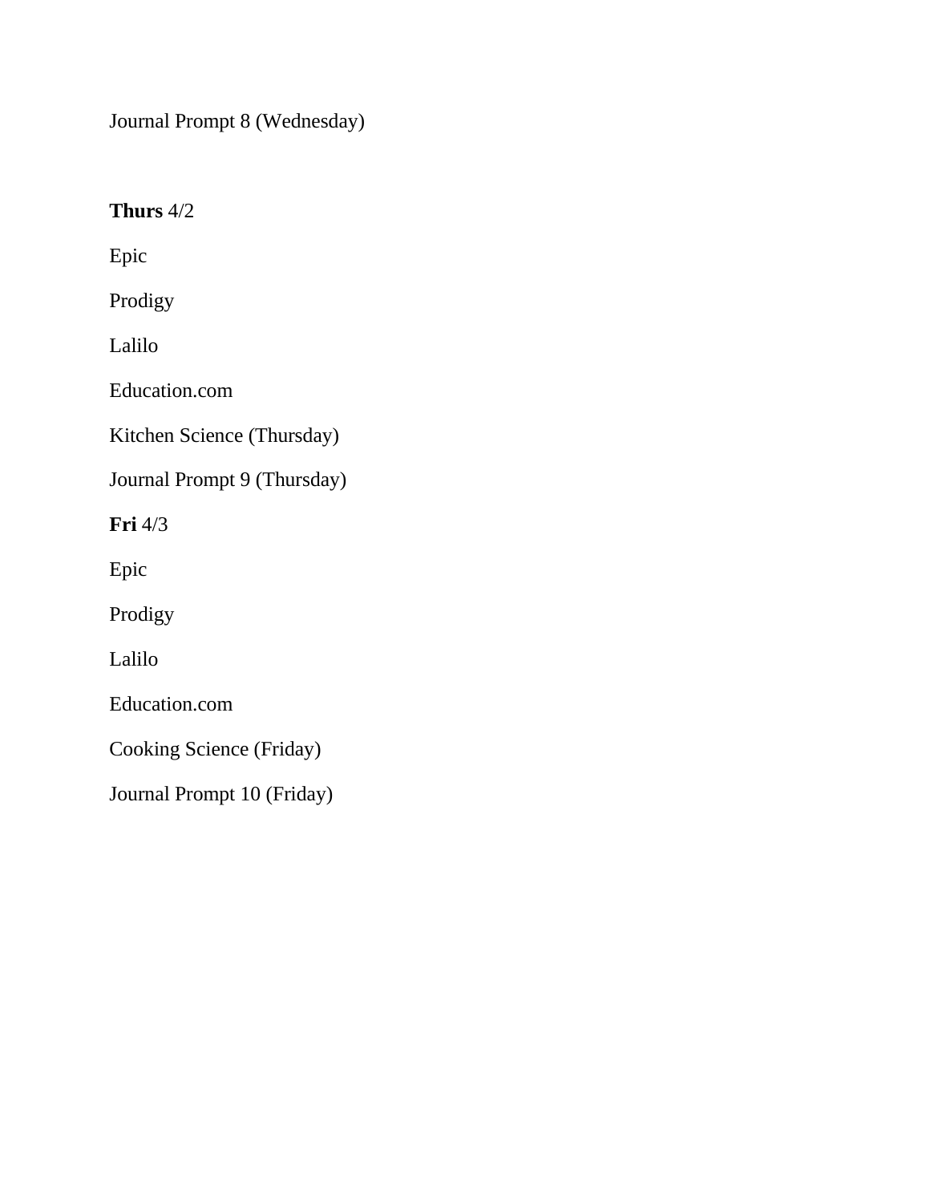Journal Prompt 8 (Wednesday)

**Thurs** 4/2

Epic

Prodigy

Lalilo

Education.com

Kitchen Science (Thursday)

Journal Prompt 9 (Thursday)

**Fri** 4/3

Epic

Prodigy

Lalilo

Education.com

Cooking Science (Friday)

Journal Prompt 10 (Friday)